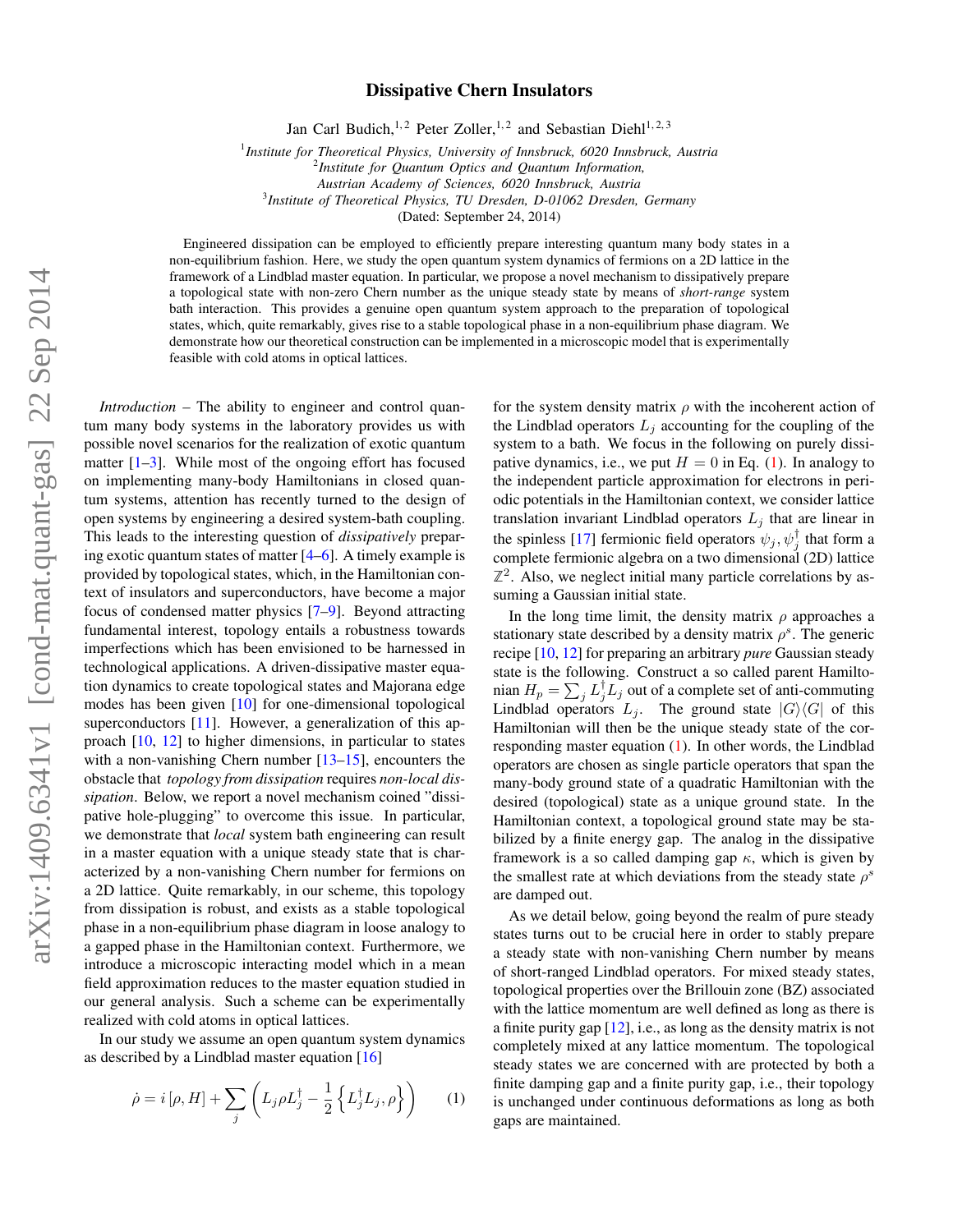# Dissipative Chern Insulators

Jan Carl Budich,[1,2] Peter Zoller,[1,2] and Sebastian Diehl[1,2,3]

[1]*Institute for Theoretical Physics, University of Innsbruck, 6020 Innsbruck, Austria*
[2]*Institute for Quantum Optics and Quantum Information, Austrian Academy of Sciences, 6020 Innsbruck, Austria*
[3]*Institute of Theoretical Physics, TU Dresden, D-01062 Dresden, Germany*

(Dated: September 24, 2014)

Engineered dissipation can be employed to efficiently prepare interesting quantum many body states in a non-equilibrium fashion. Here, we study the open quantum system dynamics of fermions on a 2D lattice in the framework of a Lindblad master equation. In particular, we propose a novel mechanism to dissipatively prepare a topological state with non-zero Chern number as the unique steady state by means of *short-range* system bath interaction. This provides a genuine open quantum system approach to the preparation of topological states, which, quite remarkably, gives rise to a stable topological phase in a non-equilibrium phase diagram. We demonstrate how our theoretical construction can be implemented in a microscopic model that is experimentally feasible with cold atoms in optical lattices.

*Introduction* – The ability to engineer and control quantum many body systems in the laboratory provides us with possible novel scenarios for the realization of exotic quantum matter [1–3]. While most of the ongoing effort has focused on implementing many-body Hamiltonians in closed quantum systems, attention has recently turned to the design of open systems by engineering a desired system-bath coupling. This leads to the interesting question of *dissipatively* preparing exotic quantum states of matter [4–6]. A timely example is provided by topological states, which, in the Hamiltonian context of insulators and superconductors, have become a major focus of condensed matter physics [7–9]. Beyond attracting fundamental interest, topology entails a robustness towards imperfections which has been envisioned to be harnessed in technological applications. A driven-dissipative master equation dynamics to create topological states and Majorana edge modes has been given [10] for one-dimensional topological superconductors [11]. However, a generalization of this approach [10, 12] to higher dimensions, in particular to states with a non-vanishing Chern number [13–15], encounters the obstacle that *topology from dissipation* requires *non-local dissipation*. Below, we report a novel mechanism coined "dissipative hole-plugging" to overcome this issue. In particular, we demonstrate that *local* system bath engineering can result in a master equation with a unique steady state that is characterized by a non-vanishing Chern number for fermions on a 2D lattice. Quite remarkably, in our scheme, this topology from dissipation is robust, and exists as a stable topological phase in a non-equilibrium phase diagram in loose analogy to a gapped phase in the Hamiltonian context. Furthermore, we introduce a microscopic interacting model which in a mean field approximation reduces to the master equation studied in our general analysis. Such a scheme can be experimentally realized with cold atoms in optical lattices.

In our study we assume an open quantum system dynamics as described by a Lindblad master equation [16]

$$\dot{\rho} = i\left[\rho, H\right] + \sum_j \left( L_j \rho L_j^\dagger - \frac{1}{2}\left\{ L_j^\dagger L_j, \rho \right\} \right) \qquad (1)$$

for the system density matrix $\rho$ with the incoherent action of the Lindblad operators $L_j$ accounting for the coupling of the system to a bath. We focus in the following on purely dissipative dynamics, i.e., we put $H = 0$ in Eq. (1). In analogy to the independent particle approximation for electrons in periodic potentials in the Hamiltonian context, we consider lattice translation invariant Lindblad operators $L_j$ that are linear in the spinless [17] fermionic field operators $\psi_j, \psi_j^\dagger$ that form a complete fermionic algebra on a two dimensional (2D) lattice $\mathbb{Z}^2$. Also, we neglect initial many particle correlations by assuming a Gaussian initial state.

In the long time limit, the density matrix $\rho$ approaches a stationary state described by a density matrix $\rho^s$. The generic recipe [10, 12] for preparing an arbitrary *pure* Gaussian steady state is the following. Construct a so called parent Hamiltonian $H_p = \sum_j L_j^\dagger L_j$ out of a complete set of anti-commuting Lindblad operators $L_j$. The ground state $|G\rangle\langle G|$ of this Hamiltonian will then be the unique steady state of the corresponding master equation (1). In other words, the Lindblad operators are chosen as single particle operators that span the many-body ground state of a quadratic Hamiltonian with the desired (topological) state as a unique ground state. In the Hamiltonian context, a topological ground state may be stabilized by a finite energy gap. The analog in the dissipative framework is a so called damping gap $\kappa$, which is given by the smallest rate at which deviations from the steady state $\rho^s$ are damped out.

As we detail below, going beyond the realm of pure steady states turns out to be crucial here in order to stably prepare a steady state with non-vanishing Chern number by means of short-ranged Lindblad operators. For mixed steady states, topological properties over the Brillouin zone (BZ) associated with the lattice momentum are well defined as long as there is a finite purity gap [12], i.e., as long as the density matrix is not completely mixed at any lattice momentum. The topological steady states we are concerned with are protected by both a finite damping gap and a finite purity gap, i.e., their topology is unchanged under continuous deformations as long as both gaps are maintained.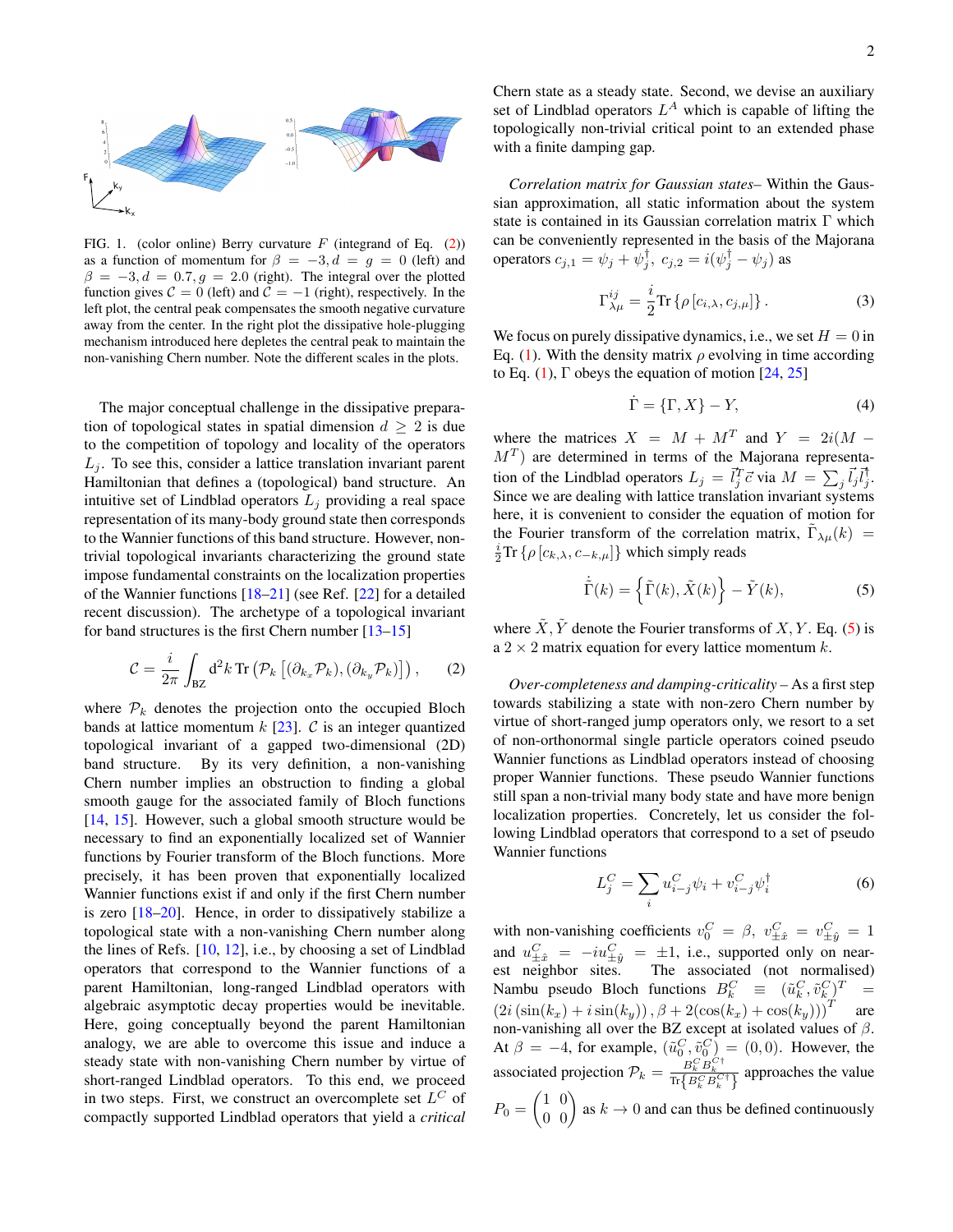FIG. 1. (color online) Berry curvature $F$ (integrand of Eq. (2)) as a function of momentum for $\beta = -3, d = g = 0$ (left) and $\beta = -3, d = 0.7, g = 2.0$ (right). The integral over the plotted function gives $\mathcal{C} = 0$ (left) and $\mathcal{C} = -1$ (right), respectively. In the left plot, the central peak compensates the smooth negative curvature away from the center. In the right plot the dissipative hole-plugging mechanism introduced here depletes the central peak to maintain the non-vanishing Chern number. Note the different scales in the plots.

The major conceptual challenge in the dissipative preparation of topological states in spatial dimension $d \geq 2$ is due to the competition of topology and locality of the operators $L_j$. To see this, consider a lattice translation invariant parent Hamiltonian that defines a (topological) band structure. An intuitive set of Lindblad operators $L_j$ providing a real space representation of its many-body ground state then corresponds to the Wannier functions of this band structure. However, non-trivial topological invariants characterizing the ground state impose fundamental constraints on the localization properties of the Wannier functions [18–21] (see Ref. [22] for a detailed recent discussion). The archetype of a topological invariant for band structures is the first Chern number [13–15]

$$\mathcal{C} = \frac{i}{2\pi}\int_{\mathrm{BZ}} \mathrm{d}^2k\,\mathrm{Tr}\left(\mathcal{P}_k\left[(\partial_{k_x}\mathcal{P}_k),(\partial_{k_y}\mathcal{P}_k)\right]\right), \qquad (2)$$

where $\mathcal{P}_k$ denotes the projection onto the occupied Bloch bands at lattice momentum $k$ [23]. $\mathcal{C}$ is an integer quantized topological invariant of a gapped two-dimensional (2D) band structure. By its very definition, a non-vanishing Chern number implies an obstruction to finding a global smooth gauge for the associated family of Bloch functions [14, 15]. However, such a global smooth structure would be necessary to find an exponentially localized set of Wannier functions by Fourier transform of the Bloch functions. More precisely, it has been proven that exponentially localized Wannier functions exist if and only if the first Chern number is zero [18–20]. Hence, in order to dissipatively stabilize a topological state with a non-vanishing Chern number along the lines of Refs. [10, 12], i.e., by choosing a set of Lindblad operators that correspond to the Wannier functions of a parent Hamiltonian, long-ranged Lindblad operators with algebraic asymptotic decay properties would be inevitable. Here, going conceptually beyond the parent Hamiltonian analogy, we are able to overcome this issue and induce a steady state with non-vanishing Chern number by virtue of short-ranged Lindblad operators. To this end, we proceed in two steps. First, we construct an overcomplete set $L^C$ of compactly supported Lindblad operators that yield a *critical* Chern state as a steady state. Second, we devise an auxiliary set of Lindblad operators $L^A$ which is capable of lifting the topologically non-trivial critical point to an extended phase with a finite damping gap.

*Correlation matrix for Gaussian states*– Within the Gaussian approximation, all static information about the system state is contained in its Gaussian correlation matrix $\Gamma$ which can be conveniently represented in the basis of the Majorana operators $c_{j,1} = \psi_j + \psi_j^\dagger,\ c_{j,2} = i(\psi_j^\dagger - \psi_j)$ as

$$\Gamma^{ij}_{\lambda\mu} = \frac{i}{2}\mathrm{Tr}\left\{\rho\left[c_{i,\lambda}, c_{j,\mu}\right]\right\}. \qquad (3)$$

We focus on purely dissipative dynamics, i.e., we set $H = 0$ in Eq. (1). With the density matrix $\rho$ evolving in time according to Eq. (1), $\Gamma$ obeys the equation of motion [24, 25]

$$\dot{\Gamma} = \{\Gamma, X\} - Y, \qquad (4)$$

where the matrices $X = M + M^T$ and $Y = 2i(M - M^T)$ are determined in terms of the Majorana representation of the Lindblad operators $L_j = \vec{l}_j^{\,T}\vec{c}$ via $M = \sum_j \vec{l}_j \vec{l}_j^{\,\dagger}$. Since we are dealing with lattice translation invariant systems here, it is convenient to consider the equation of motion for the Fourier transform of the correlation matrix, $\tilde{\Gamma}_{\lambda\mu}(k) = \frac{i}{2}\mathrm{Tr}\left\{\rho\left[c_{k,\lambda}, c_{-k,\mu}\right]\right\}$ which simply reads

$$\dot{\tilde{\Gamma}}(k) = \left\{\tilde{\Gamma}(k), \tilde{X}(k)\right\} - \tilde{Y}(k), \qquad (5)$$

where $\tilde{X}, \tilde{Y}$ denote the Fourier transforms of $X, Y$. Eq. (5) is a $2 \times 2$ matrix equation for every lattice momentum $k$.

*Over-completeness and damping-criticality* – As a first step towards stabilizing a state with non-zero Chern number by virtue of short-ranged jump operators only, we resort to a set of non-orthonormal single particle operators coined pseudo Wannier functions as Lindblad operators instead of choosing proper Wannier functions. These pseudo Wannier functions still span a non-trivial many body state and have more benign localization properties. Concretely, let us consider the following Lindblad operators that correspond to a set of pseudo Wannier functions

$$L_j^C = \sum_i u^C_{i-j}\psi_i + v^C_{i-j}\psi_i^\dagger \qquad (6)$$

with non-vanishing coefficients $v_0^C = \beta,\ v^C_{\pm\hat{x}} = v^C_{\pm\hat{y}} = 1$ and $u^C_{\pm\hat{x}} = -iu^C_{\pm\hat{y}} = \pm 1$, i.e., supported only on nearest neighbor sites. The associated (not normalised) Nambu pseudo Bloch functions $B_k^C \equiv (\tilde{u}_k^C, \tilde{v}_k^C)^T = (2i(\sin(k_x) + i\sin(k_y)), \beta + 2(\cos(k_x) + \cos(k_y)))^T$ are non-vanishing all over the BZ except at isolated values of $\beta$. At $\beta = -4$, for example, $(\tilde{u}_0^C, \tilde{v}_0^C) = (0, 0)$. However, the associated projection $\mathcal{P}_k = \frac{B_k^C B_k^{C\dagger}}{\mathrm{Tr}\left\{B_k^C B_k^{C\dagger}\right\}}$ approaches the value $P_0 = \begin{pmatrix} 1 & 0 \\ 0 & 0 \end{pmatrix}$ as $k \to 0$ and can thus be defined continuously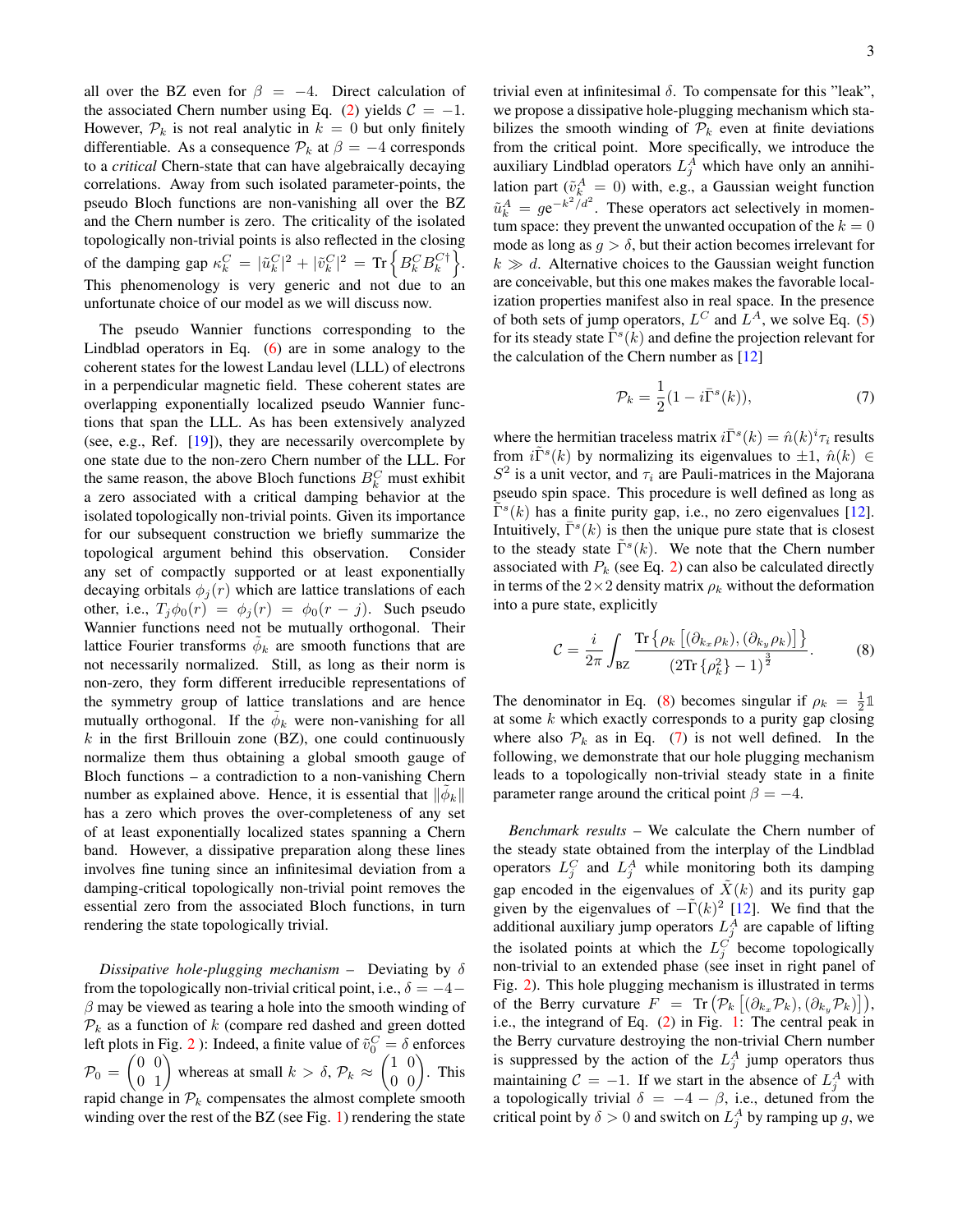all over the BZ even for $\beta = -4$. Direct calculation of the associated Chern number using Eq. (2) yields $\mathcal{C} = -1$. However, $\mathcal{P}_k$ is not real analytic in $k = 0$ but only finitely differentiable. As a consequence $\mathcal{P}_k$ at $\beta = -4$ corresponds to a *critical* Chern-state that can have algebraically decaying correlations. Away from such isolated parameter-points, the pseudo Bloch functions are non-vanishing all over the BZ and the Chern number is zero. The criticality of the isolated topologically non-trivial points is also reflected in the closing of the damping gap $\kappa_k^C = |\tilde{u}_k^C|^2 + |\tilde{v}_k^C|^2 = \text{Tr}\left\{B_k^C B_k^{C\dagger}\right\}$. This phenomenology is very generic and not due to an unfortunate choice of our model as we will discuss now.

The pseudo Wannier functions corresponding to the Lindblad operators in Eq. (6) are in some analogy to the coherent states for the lowest Landau level (LLL) of electrons in a perpendicular magnetic field. These coherent states are overlapping exponentially localized pseudo Wannier functions that span the LLL. As has been extensively analyzed (see, e.g., Ref. [19]), they are necessarily overcomplete by one state due to the non-zero Chern number of the LLL. For the same reason, the above Bloch functions $B_k^C$ must exhibit a zero associated with a critical damping behavior at the isolated topologically non-trivial points. Given its importance for our subsequent construction we briefly summarize the topological argument behind this observation. Consider any set of compactly supported or at least exponentially decaying orbitals $\phi_j(r)$ which are lattice translations of each other, i.e., $T_j\phi_0(r) = \phi_j(r) = \phi_0(r-j)$. Such pseudo Wannier functions need not be mutually orthogonal. Their lattice Fourier transforms $\tilde{\phi}_k$ are smooth functions that are not necessarily normalized. Still, as long as their norm is non-zero, they form different irreducible representations of the symmetry group of lattice translations and are hence mutually orthogonal. If the $\tilde{\phi}_k$ were non-vanishing for all $k$ in the first Brillouin zone (BZ), one could continuously normalize them thus obtaining a global smooth gauge of Bloch functions – a contradiction to a non-vanishing Chern number as explained above. Hence, it is essential that $\|\tilde{\phi}_k\|$ has a zero which proves the over-completeness of any set of at least exponentially localized states spanning a Chern band. However, a dissipative preparation along these lines involves fine tuning since an infinitesimal deviation from a damping-critical topologically non-trivial point removes the essential zero from the associated Bloch functions, in turn rendering the state topologically trivial.

*Dissipative hole-plugging mechanism* – Deviating by $\delta$ from the topologically non-trivial critical point, i.e., $\delta = -4 - \beta$ may be viewed as tearing a hole into the smooth winding of $\mathcal{P}_k$ as a function of $k$ (compare red dashed and green dotted left plots in Fig. 2 ): Indeed, a finite value of $\tilde{v}_0^C = \delta$ enforces $\mathcal{P}_0 = \begin{pmatrix} 0 & 0 \\ 0 & 1 \end{pmatrix}$ whereas at small $k > \delta$, $\mathcal{P}_k \approx \begin{pmatrix} 1 & 0 \\ 0 & 0 \end{pmatrix}$. This rapid change in $\mathcal{P}_k$ compensates the almost complete smooth winding over the rest of the BZ (see Fig. 1) rendering the state trivial even at infinitesimal $\delta$. To compensate for this "leak", we propose a dissipative hole-plugging mechanism which stabilizes the smooth winding of $\mathcal{P}_k$ even at finite deviations from the critical point. More specifically, we introduce the auxiliary Lindblad operators $L_j^A$ which have only an annihilation part ($\tilde{v}_k^A = 0$) with, e.g., a Gaussian weight function $\tilde{u}_k^A = g\mathrm{e}^{-k^2/d^2}$. These operators act selectively in momentum space: they prevent the unwanted occupation of the $k = 0$ mode as long as $g > \delta$, but their action becomes irrelevant for $k \gg d$. Alternative choices to the Gaussian weight function are conceivable, but this one makes makes the favorable localization properties manifest also in real space. In the presence of both sets of jump operators, $L^C$ and $L^A$, we solve Eq. (5) for its steady state $\tilde{\Gamma}^s(k)$ and define the projection relevant for the calculation of the Chern number as [12]

$$\mathcal{P}_k = \frac{1}{2}(1 - i\bar{\Gamma}^s(k)), \tag{7}$$

where the hermitian traceless matrix $i\bar{\Gamma}^s(k) = \hat{n}(k)^i\tau_i$ results from $i\tilde{\Gamma}^s(k)$ by normalizing its eigenvalues to $\pm 1$, $\hat{n}(k) \in S^2$ is a unit vector, and $\tau_i$ are Pauli-matrices in the Majorana pseudo spin space. This procedure is well defined as long as $\tilde{\Gamma}^s(k)$ has a finite purity gap, i.e., no zero eigenvalues [12]. Intuitively, $\bar{\Gamma}^s(k)$ is then the unique pure state that is closest to the steady state $\tilde{\Gamma}^s(k)$. We note that the Chern number associated with $P_k$ (see Eq. 2) can also be calculated directly in terms of the $2\times 2$ density matrix $\rho_k$ without the deformation into a pure state, explicitly

$$\mathcal{C} = \frac{i}{2\pi}\int_{\text{BZ}} \frac{\text{Tr}\left\{\rho_k\left[(\partial_{k_x}\rho_k),(\partial_{k_y}\rho_k)\right]\right\}}{(2\text{Tr}\left\{\rho_k^2\right\} - 1)^{\frac{3}{2}}}. \tag{8}$$

The denominator in Eq. (8) becomes singular if $\rho_k = \frac{1}{2}\mathbb{1}$ at some $k$ which exactly corresponds to a purity gap closing where also $\mathcal{P}_k$ as in Eq. (7) is not well defined. In the following, we demonstrate that our hole plugging mechanism leads to a topologically non-trivial steady state in a finite parameter range around the critical point $\beta = -4$.

*Benchmark results* – We calculate the Chern number of the steady state obtained from the interplay of the Lindblad operators $L_j^C$ and $L_j^A$ while monitoring both its damping gap encoded in the eigenvalues of $\tilde{X}(k)$ and its purity gap given by the eigenvalues of $-\tilde{\Gamma}(k)^2$ [12]. We find that the additional auxiliary jump operators $L_j^A$ are capable of lifting the isolated points at which the $L_j^C$ become topologically non-trivial to an extended phase (see inset in right panel of Fig. 2). This hole plugging mechanism is illustrated in terms of the Berry curvature $F = \text{Tr}\left(\mathcal{P}_k\left[(\partial_{k_x}\mathcal{P}_k),(\partial_{k_y}\mathcal{P}_k)\right]\right)$, i.e., the integrand of Eq. (2) in Fig. 1: The central peak in the Berry curvature destroying the non-trivial Chern number is suppressed by the action of the $L_j^A$ jump operators thus maintaining $\mathcal{C} = -1$. If we start in the absence of $L_j^A$ with a topologically trivial $\delta = -4 - \beta$, i.e., detuned from the critical point by $\delta > 0$ and switch on $L_j^A$ by ramping up $g$, we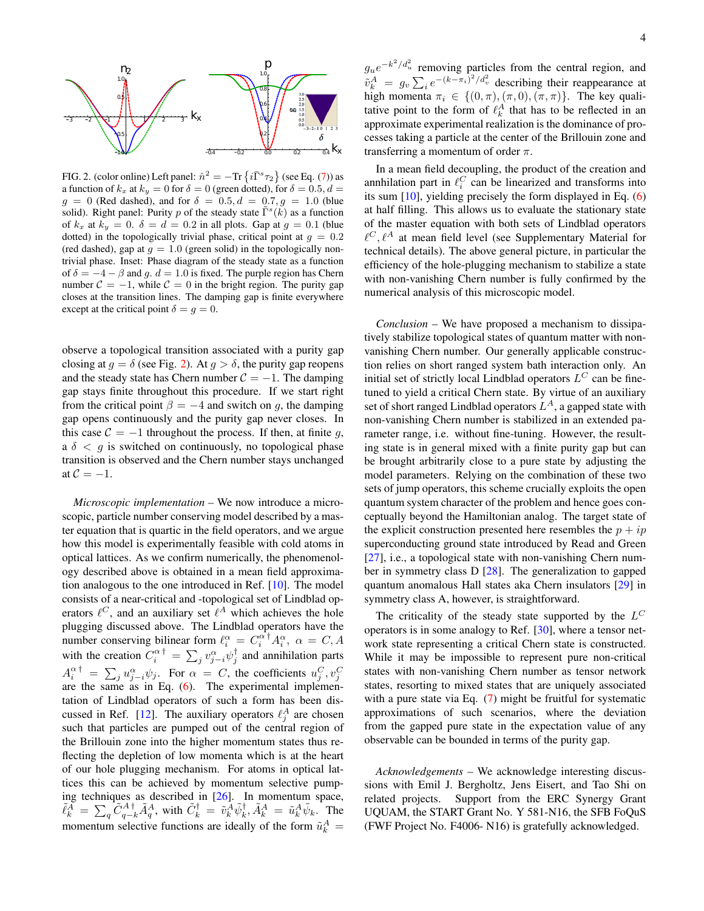FIG. 2. (color online) Left panel: $\hat{n}^2 = -\text{Tr}\left\{i\bar{\Gamma}^s\tau_2\right\}$ (see Eq. (7)) as a function of $k_x$ at $k_y = 0$ for $\delta = 0$ (green dotted), for $\delta = 0.5, d = g = 0$ (Red dashed), and for $\delta = 0.5, d = 0.7, g = 1.0$ (blue solid). Right panel: Purity $p$ of the steady state $\bar{\Gamma}^s(k)$ as a function of $k_x$ at $k_y = 0$. $\delta = d = 0.2$ in all plots. Gap at $g = 0.1$ (blue dotted) in the topologically trivial phase, critical point at $g = 0.2$ (red dashed), gap at $g = 1.0$ (green solid) in the topologically non-trivial phase. Inset: Phase diagram of the steady state as a function of $\delta = -4 - \beta$ and $g$. $d = 1.0$ is fixed. The purple region has Chern number $\mathcal{C} = -1$, while $\mathcal{C} = 0$ in the bright region. The purity gap closes at the transition lines. The damping gap is finite everywhere except at the critical point $\delta = g = 0$.

observe a topological transition associated with a purity gap closing at $g = \delta$ (see Fig. 2). At $g > \delta$, the purity gap reopens and the steady state has Chern number $\mathcal{C} = -1$. The damping gap stays finite throughout this procedure. If we start right from the critical point $\beta = -4$ and switch on $g$, the damping gap opens continuously and the purity gap never closes. In this case $\mathcal{C} = -1$ throughout the process. If then, at finite $g$, a $\delta < g$ is switched on continuously, no topological phase transition is observed and the Chern number stays unchanged at $\mathcal{C} = -1$.

*Microscopic implementation* – We now introduce a microscopic, particle number conserving model described by a master equation that is quartic in the field operators, and we argue how this model is experimentally feasible with cold atoms in optical lattices. As we confirm numerically, the phenomenology described above is obtained in a mean field approximation analogous to the one introduced in Ref. [10]. The model consists of a near-critical and -topological set of Lindblad operators $\ell^C$, and an auxiliary set $\ell^A$ which achieves the hole plugging discussed above. The Lindblad operators have the number conserving bilinear form $\ell_i^\alpha = C_i^{\alpha\,\dagger} A_i^\alpha$, $\alpha = C, A$ with the creation $C_i^{\alpha\,\dagger} = \sum_j v_{j-i}^\alpha \psi_j^\dagger$ and annihilation parts $A_i^{\alpha\,\dagger} = \sum_j u_{j-i}^\alpha \psi_j$. For $\alpha = C$, the coefficients $u_j^C, v_j^C$ are the same as in Eq. (6). The experimental implementation of Lindblad operators of such a form has been discussed in Ref. [12]. The auxiliary operators $\ell_j^A$ are chosen such that particles are pumped out of the central region of the Brillouin zone into the higher momentum states thus reflecting the depletion of low momenta which is at the heart of our hole plugging mechanism. For atoms in optical lattices this can be achieved by momentum selective pumping techniques as described in [26]. In momentum space, $\tilde{\ell}_k^A = \sum_q \tilde{C}_{q-k}^{A\,\dagger}\tilde{A}_q^A$, with $\tilde{C}_k^\dagger = \tilde{v}_k^A \tilde{\psi}_k^\dagger, \tilde{A}_k^A = \tilde{u}_k^A \tilde{\psi}_k$. The momentum selective functions are ideally of the form $\tilde{u}_k^A = g_u e^{-k^2/d_u^2}$ removing particles from the central region, and $\tilde{v}_k^A = g_v \sum_i e^{-(k-\pi_i)^2/d_v^2}$ describing their reappearance at high momenta $\pi_i \in \{(0,\pi), (\pi,0), (\pi,\pi)\}$. The key qualitative point to the form of $\ell_k^A$ that has to be reflected in an approximate experimental realization is the dominance of processes taking a particle at the center of the Brillouin zone and transferring a momentum of order $\pi$.

In a mean field decoupling, the product of the creation and annihilation part in $\ell_i^C$ can be linearized and transforms into its sum [10], yielding precisely the form displayed in Eq. (6) at half filling. This allows us to evaluate the stationary state of the master equation with both sets of Lindblad operators $\ell^C, \ell^A$ at mean field level (see Supplementary Material for technical details). The above general picture, in particular the efficiency of the hole-plugging mechanism to stabilize a state with non-vanishing Chern number is fully confirmed by the numerical analysis of this microscopic model.

*Conclusion* – We have proposed a mechanism to dissipatively stabilize topological states of quantum matter with non-vanishing Chern number. Our generally applicable construction relies on short ranged system bath interaction only. An initial set of strictly local Lindblad operators $L^C$ can be fine-tuned to yield a critical Chern state. By virtue of an auxiliary set of short ranged Lindblad operators $L^A$, a gapped state with non-vanishing Chern number is stabilized in an extended parameter range, i.e. without fine-tuning. However, the resulting state is in general mixed with a finite purity gap but can be brought arbitrarily close to a pure state by adjusting the model parameters. Relying on the combination of these two sets of jump operators, this scheme crucially exploits the open quantum system character of the problem and hence goes conceptually beyond the Hamiltonian analog. The target state of the explicit construction presented here resembles the $p + ip$ superconducting ground state introduced by Read and Green [27], i.e., a topological state with non-vanishing Chern number in symmetry class D [28]. The generalization to gapped quantum anomalous Hall states aka Chern insulators [29] in symmetry class A, however, is straightforward.

The criticality of the steady state supported by the $L^C$ operators is in some analogy to Ref. [30], where a tensor network state representing a critical Chern state is constructed. While it may be impossible to represent pure non-critical states with non-vanishing Chern number as tensor network states, resorting to mixed states that are uniquely associated with a pure state via Eq. (7) might be fruitful for systematic approximations of such scenarios, where the deviation from the gapped pure state in the expectation value of any observable can be bounded in terms of the purity gap.

*Acknowledgements* – We acknowledge interesting discussions with Emil J. Bergholtz, Jens Eisert, and Tao Shi on related projects. Support from the ERC Synergy Grant UQUAM, the START Grant No. Y 581-N16, the SFB FoQuS (FWF Project No. F4006- N16) is gratefully acknowledged.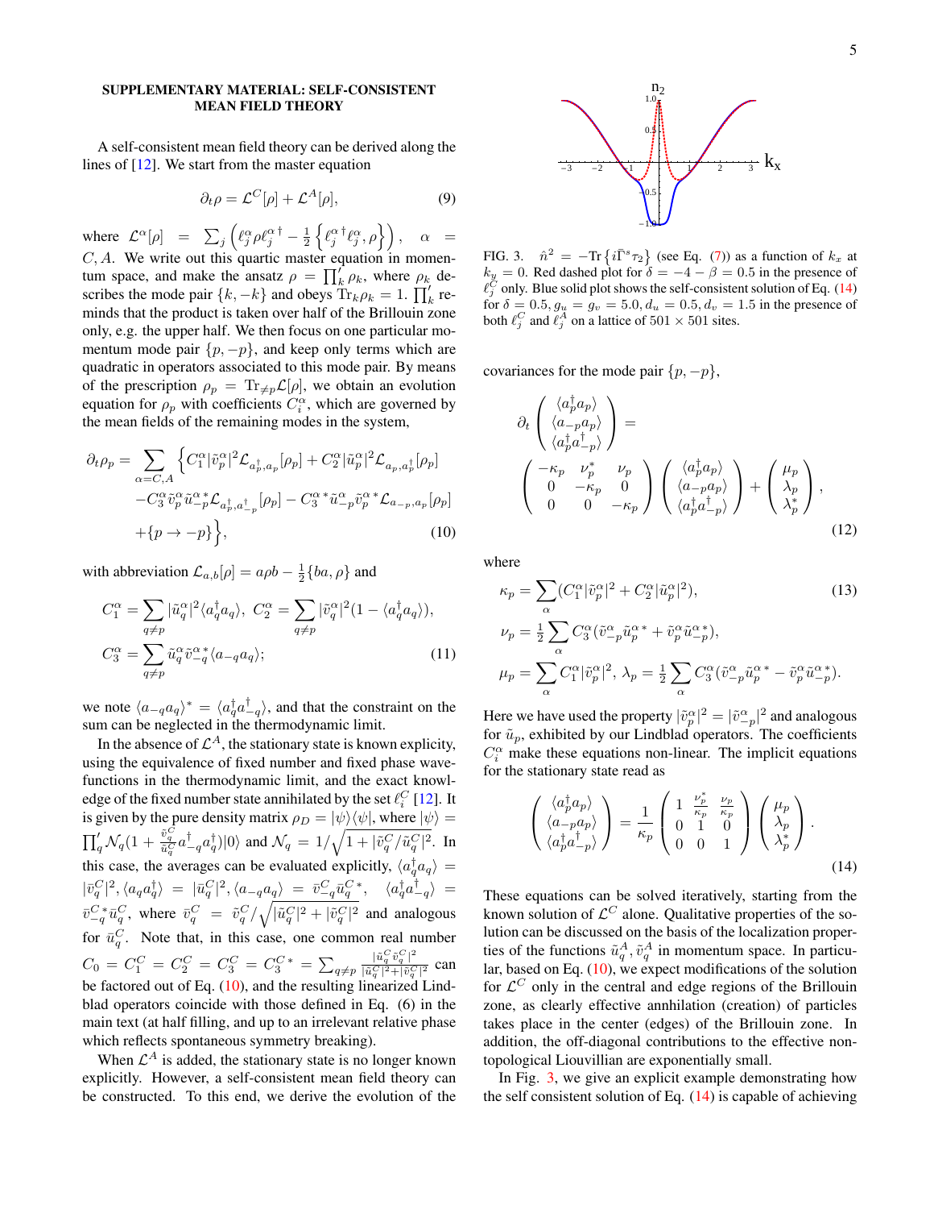## SUPPLEMENTARY MATERIAL: SELF-CONSISTENT MEAN FIELD THEORY

A self-consistent mean field theory can be derived along the lines of [12]. We start from the master equation

$$\partial_t \rho = \mathcal{L}^C[\rho] + \mathcal{L}^A[\rho], \tag{9}$$

where $\mathcal{L}^\alpha[\rho] = \sum_j \left( \ell_j^\alpha \rho \ell_j^{\alpha\dagger} - \frac{1}{2}\left\{ \ell_j^{\alpha\dagger} \ell_j^\alpha, \rho \right\} \right)$, $\alpha = C, A$. We write out this quartic master equation in momentum space, and make the ansatz $\rho = \prod_k' \rho_k$, where $\rho_k$ describes the mode pair $\{k, -k\}$ and obeys $\mathrm{Tr}_k \rho_k = 1$. $\prod_k'$ reminds that the product is taken over half of the Brillouin zone only, e.g. the upper half. We then focus on one particular momentum mode pair $\{p, -p\}$, and keep only terms which are quadratic in operators associated to this mode pair. By means of the prescription $\rho_p = \mathrm{Tr}_{\neq p} \mathcal{L}[\rho]$, we obtain an evolution equation for $\rho_p$ with coefficients $C_i^\alpha$, which are governed by the mean fields of the remaining modes in the system,

$$\begin{aligned}\partial_t \rho_p = \sum_{\alpha = C,A} \Big\{ & C_1^\alpha |\tilde{v}_p^\alpha|^2 \mathcal{L}_{a_p^\dagger, a_p}[\rho_p] + C_2^\alpha |\tilde{u}_p^\alpha|^2 \mathcal{L}_{a_p, a_p^\dagger}[\rho_p] \\ & - C_3^\alpha \tilde{v}_p^\alpha \tilde{u}_{-p}^{\alpha\,*} \mathcal{L}_{a_p^\dagger, a_{-p}^\dagger}[\rho_p] - C_3^{\alpha\,*} \tilde{u}_{-p}^\alpha \tilde{v}_p^{\alpha\,*} \mathcal{L}_{a_{-p}, a_p}[\rho_p] \\ & + \{p \to -p\} \Big\},\end{aligned} \tag{10}$$

with abbreviation $\mathcal{L}_{a,b}[\rho] = a\rho b - \frac{1}{2}\{ba, \rho\}$ and

$$\begin{aligned} C_1^\alpha &= \sum_{q \neq p} |\tilde{u}_q^\alpha|^2 \langle a_q^\dagger a_q \rangle, \; C_2^\alpha = \sum_{q \neq p} |\tilde{v}_q^\alpha|^2 (1 - \langle a_q^\dagger a_q \rangle), \\ C_3^\alpha &= \sum_{q \neq p} \tilde{u}_q^\alpha \tilde{v}_{-q}^{\alpha\,*} \langle a_{-q} a_q \rangle; \end{aligned} \tag{11}$$

we note $\langle a_{-q} a_q \rangle^* = \langle a_q^\dagger a_{-q}^\dagger \rangle$, and that the constraint on the sum can be neglected in the thermodynamic limit.

In the absence of $\mathcal{L}^A$, the stationary state is known explicitly, using the equivalence of fixed number and fixed phase wavefunctions in the thermodynamic limit, and the exact knowledge of the fixed number state annihilated by the set $\ell_i^C$ [12]. It is given by the pure density matrix $\rho_D = |\psi\rangle\langle\psi|$, where $|\psi\rangle = \prod_q' \mathcal{N}_q (1 + \frac{\tilde{v}_q^C}{\tilde{u}_q^C} a_{-q}^\dagger a_q^\dagger)|0\rangle$ and $\mathcal{N}_q = 1/\sqrt{1 + |\tilde{v}_q^C / \tilde{u}_q^C|^2}$. In this case, the averages can be evaluated explicitly, $\langle a_q^\dagger a_q \rangle = |\bar{v}_q^C|^2, \langle a_q a_q^\dagger \rangle = |\bar{u}_q^C|^2, \langle a_{-q} a_q \rangle = \bar{v}_{-q}^C \bar{u}_q^{C\,*}$, $\langle a_q^\dagger a_{-q}^\dagger \rangle = \bar{v}_{-q}^{C\,*} \bar{u}_q^C$, where $\bar{v}_q^C = \tilde{v}_q^C / \sqrt{|\tilde{u}_q^C|^2 + |\tilde{v}_q^C|^2}$ and analogous for $\bar{u}_q^C$. Note that, in this case, one common real number $C_0 = C_1^C = C_2^C = C_3^C = C_3^{C\,*} = \sum_{q \neq p} \frac{|\tilde{u}_q^C \tilde{v}_q^C|^2}{|\tilde{u}_q^C|^2 + |\tilde{v}_q^C|^2}$ can be factored out of Eq. (10), and the resulting linearized Lindblad operators coincide with those defined in Eq. (6) in the main text (at half filling, and up to an irrelevant relative phase which reflects spontaneous symmetry breaking).

When $\mathcal{L}^A$ is added, the stationary state is no longer known explicitly. However, a self-consistent mean field theory can be constructed. To this end, we derive the evolution of the covariances for the mode pair $\{p, -p\}$,

$$\partial_t \begin{pmatrix} \langle a_p^\dagger a_p \rangle \\ \langle a_{-p} a_p \rangle \\ \langle a_p^\dagger a_{-p}^\dagger \rangle \end{pmatrix} = \begin{pmatrix} -\kappa_p & \nu_p^* & \nu_p \\ 0 & -\kappa_p & 0 \\ 0 & 0 & -\kappa_p \end{pmatrix} \begin{pmatrix} \langle a_p^\dagger a_p \rangle \\ \langle a_{-p} a_p \rangle \\ \langle a_p^\dagger a_{-p}^\dagger \rangle \end{pmatrix} + \begin{pmatrix} \mu_p \\ \lambda_p \\ \lambda_p^* \end{pmatrix}, \tag{12}$$

where

$$\begin{aligned} \kappa_p &= \sum_\alpha (C_1^\alpha |\tilde{v}_p^\alpha|^2 + C_2^\alpha |\tilde{u}_p^\alpha|^2), \\ \nu_p &= \tfrac{1}{2} \sum_\alpha C_3^\alpha (\tilde{v}_{-p}^\alpha \tilde{u}_p^{\alpha\,*} + \tilde{v}_p^\alpha \tilde{u}_{-p}^{\alpha\,*}), \\ \mu_p &= \sum_\alpha C_1^\alpha |\tilde{v}_p^\alpha|^2, \; \lambda_p = \tfrac{1}{2} \sum_\alpha C_3^\alpha (\tilde{v}_{-p}^\alpha \tilde{u}_p^{\alpha\,*} - \tilde{v}_p^\alpha \tilde{u}_{-p}^{\alpha\,*}). \end{aligned} \tag{13}$$

Here we have used the property $|\tilde{v}_p^\alpha|^2 = |\tilde{v}_{-p}^\alpha|^2$ and analogous for $\tilde{u}_p$, exhibited by our Lindblad operators. The coefficients $C_i^\alpha$ make these equations non-linear. The implicit equations for the stationary state read as

$$\begin{pmatrix} \langle a_p^\dagger a_p \rangle \\ \langle a_{-p} a_p \rangle \\ \langle a_p^\dagger a_{-p}^\dagger \rangle \end{pmatrix} = \frac{1}{\kappa_p} \begin{pmatrix} 1 & \frac{\nu_p^*}{\kappa_p} & \frac{\nu_p}{\kappa_p} \\ 0 & 1 & 0 \\ 0 & 0 & 1 \end{pmatrix} \begin{pmatrix} \mu_p \\ \lambda_p \\ \lambda_p^* \end{pmatrix}. \tag{14}$$

These equations can be solved iteratively, starting from the known solution of $\mathcal{L}^C$ alone. Qualitative properties of the solution can be discussed on the basis of the localization properties of the functions $\tilde{u}_q^A, \tilde{v}_q^A$ in momentum space. In particular, based on Eq. (10), we expect modifications of the solution for $\mathcal{L}^C$ only in the central and edge regions of the Brillouin zone, as clearly effective annihilation (creation) of particles takes place in the center (edges) of the Brillouin zone. In addition, the off-diagonal contributions to the effective non-topological Liouvillian are exponentially small.

In Fig. 3, we give an explicit example demonstrating how the self consistent solution of Eq. (14) is capable of achieving

FIG. 3. $\hat{n}^2 = -\mathrm{Tr}\left\{ i\bar{\Gamma}^s \tau_2 \right\}$ (see Eq. (7)) as a function of $k_x$ at $k_y = 0$. Red dashed plot for $\delta = -4 - \beta = 0.5$ in the presence of $\ell_j^C$ only. Blue solid plot shows the self-consistent solution of Eq. (14) for $\delta = 0.5, g_u = g_v = 5.0, d_u = 0.5, d_v = 1.5$ in the presence of both $\ell_j^C$ and $\ell_j^A$ on a lattice of $501 \times 501$ sites.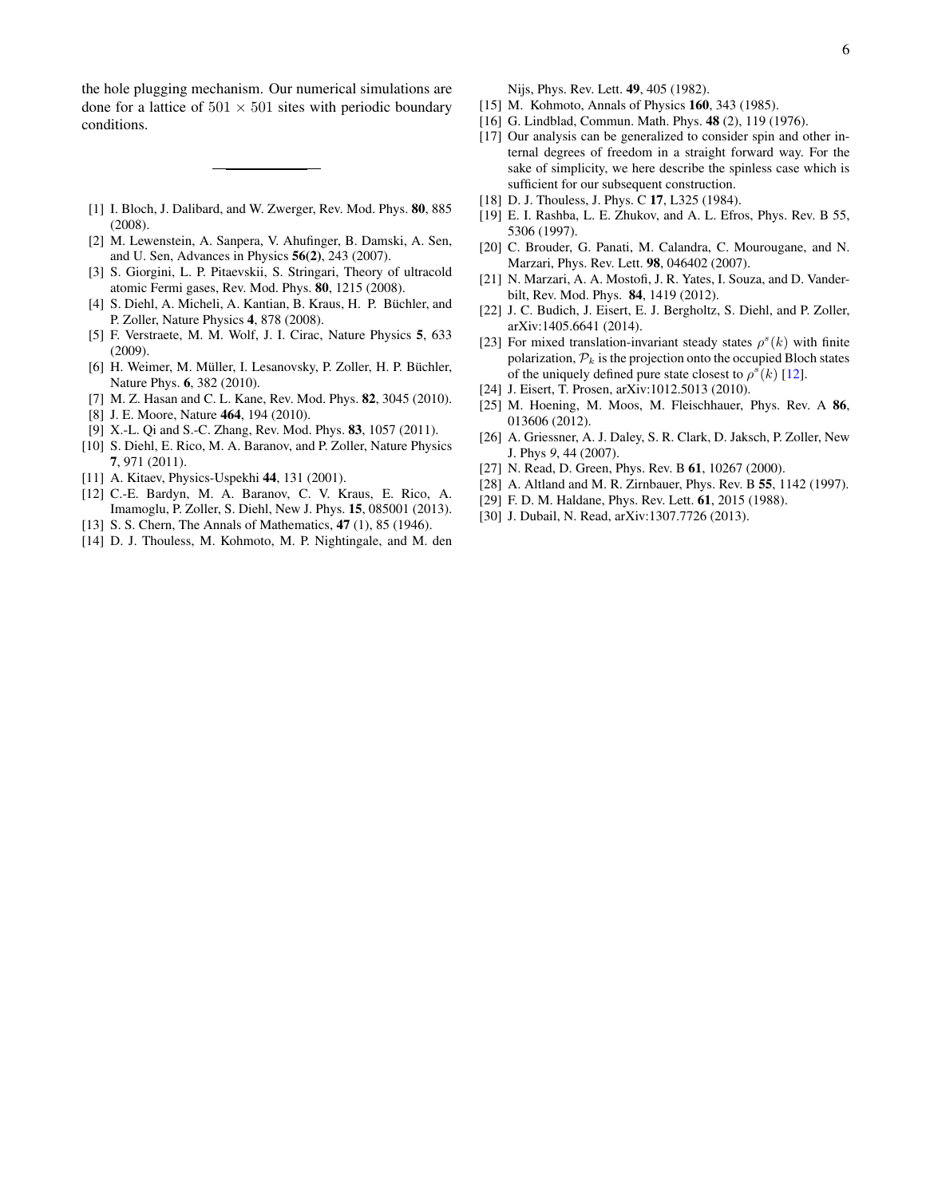the hole plugging mechanism. Our numerical simulations are done for a lattice of $501 \times 501$ sites with periodic boundary conditions.

---

[1] I. Bloch, J. Dalibard, and W. Zwerger, Rev. Mod. Phys. **80**, 885 (2008).

[2] M. Lewenstein, A. Sanpera, V. Ahufinger, B. Damski, A. Sen, and U. Sen, Advances in Physics **56(2)**, 243 (2007).

[3] S. Giorgini, L. P. Pitaevskii, S. Stringari, Theory of ultracold atomic Fermi gases, Rev. Mod. Phys. **80**, 1215 (2008).

[4] S. Diehl, A. Micheli, A. Kantian, B. Kraus, H. P. Büchler, and P. Zoller, Nature Physics **4**, 878 (2008).

[5] F. Verstraete, M. M. Wolf, J. I. Cirac, Nature Physics **5**, 633 (2009).

[6] H. Weimer, M. Müller, I. Lesanovsky, P. Zoller, H. P. Büchler, Nature Phys. **6**, 382 (2010).

[7] M. Z. Hasan and C. L. Kane, Rev. Mod. Phys. **82**, 3045 (2010).

[8] J. E. Moore, Nature **464**, 194 (2010).

[9] X.-L. Qi and S.-C. Zhang, Rev. Mod. Phys. **83**, 1057 (2011).

[10] S. Diehl, E. Rico, M. A. Baranov, and P. Zoller, Nature Physics **7**, 971 (2011).

[11] A. Kitaev, Physics-Uspekhi **44**, 131 (2001).

[12] C.-E. Bardyn, M. A. Baranov, C. V. Kraus, E. Rico, A. Imamoglu, P. Zoller, S. Diehl, New J. Phys. **15**, 085001 (2013).

[13] S. S. Chern, The Annals of Mathematics, **47** (1), 85 (1946).

[14] D. J. Thouless, M. Kohmoto, M. P. Nightingale, and M. den Nijs, Phys. Rev. Lett. **49**, 405 (1982).

[15] M. Kohmoto, Annals of Physics **160**, 343 (1985).

[16] G. Lindblad, Commun. Math. Phys. **48** (2), 119 (1976).

[17] Our analysis can be generalized to consider spin and other internal degrees of freedom in a straight forward way. For the sake of simplicity, we here describe the spinless case which is sufficient for our subsequent construction.

[18] D. J. Thouless, J. Phys. C **17**, L325 (1984).

[19] E. I. Rashba, L. E. Zhukov, and A. L. Efros, Phys. Rev. B 55, 5306 (1997).

[20] C. Brouder, G. Panati, M. Calandra, C. Mourougane, and N. Marzari, Phys. Rev. Lett. **98**, 046402 (2007).

[21] N. Marzari, A. A. Mostofi, J. R. Yates, I. Souza, and D. Vanderbilt, Rev. Mod. Phys. **84**, 1419 (2012).

[22] J. C. Budich, J. Eisert, E. J. Bergholtz, S. Diehl, and P. Zoller, arXiv:1405.6641 (2014).

[23] For mixed translation-invariant steady states $\rho^s(k)$ with finite polarization, $\mathcal{P}_k$ is the projection onto the occupied Bloch states of the uniquely defined pure state closest to $\rho^s(k)$ [12].

[24] J. Eisert, T. Prosen, arXiv:1012.5013 (2010).

[25] M. Hoening, M. Moos, M. Fleischhauer, Phys. Rev. A **86**, 013606 (2012).

[26] A. Griessner, A. J. Daley, S. R. Clark, D. Jaksch, P. Zoller, New J. Phys *9*, 44 (2007).

[27] N. Read, D. Green, Phys. Rev. B **61**, 10267 (2000).

[28] A. Altland and M. R. Zirnbauer, Phys. Rev. B **55**, 1142 (1997).

[29] F. D. M. Haldane, Phys. Rev. Lett. **61**, 2015 (1988).

[30] J. Dubail, N. Read, arXiv:1307.7726 (2013).